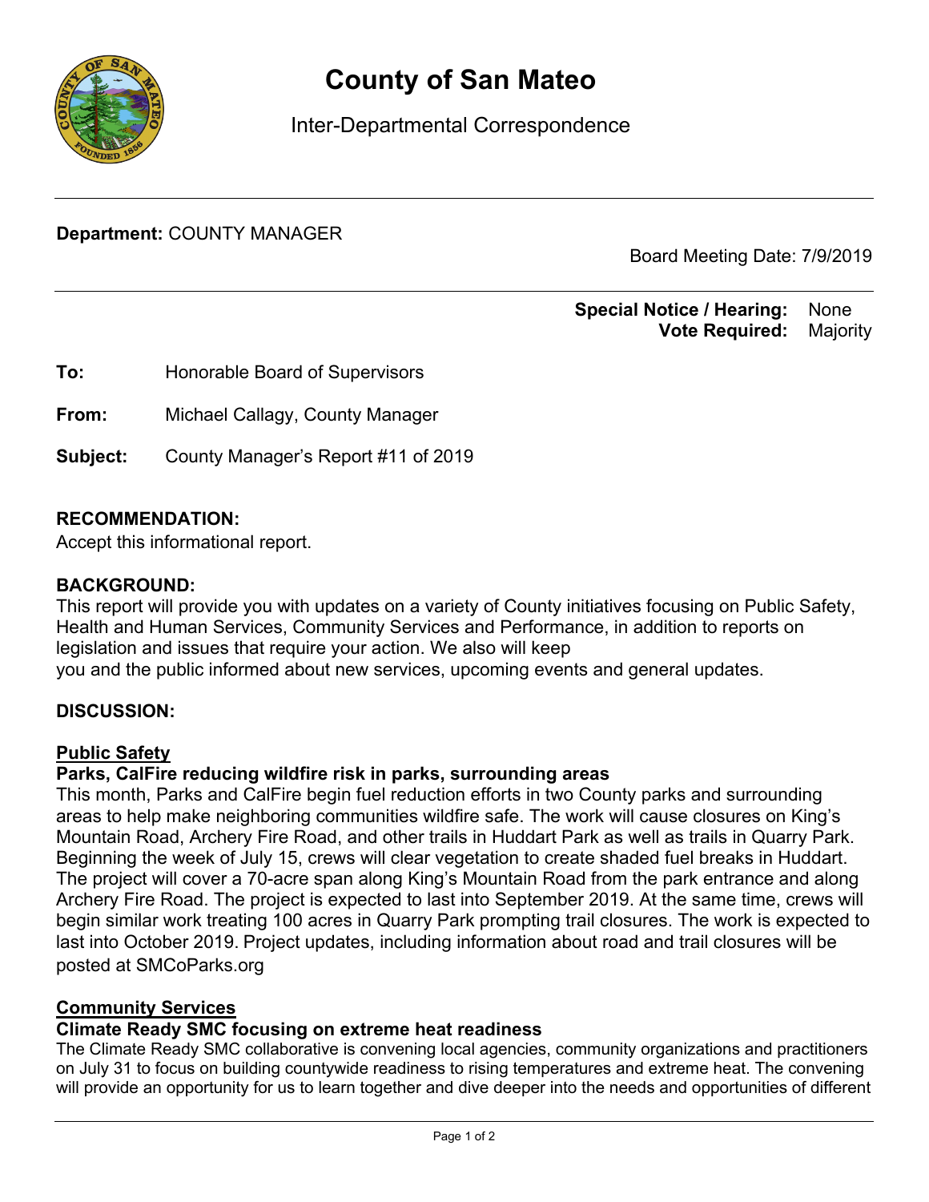# County of San Mateo

Inter-Departmental Correspondence

---

**Department:** COUNTY MANAGER

Board Meeting Date: 7/9/2019

---

**Special Notice / Hearing:** None
**Vote Required:** Majority

**To:** Honorable Board of Supervisors

**From:** Michael Callagy, County Manager

**Subject:** County Manager's Report #11 of 2019

## RECOMMENDATION:

Accept this informational report.

## BACKGROUND:

This report will provide you with updates on a variety of County initiatives focusing on Public Safety, Health and Human Services, Community Services and Performance, in addition to reports on legislation and issues that require your action. We also will keep you and the public informed about new services, upcoming events and general updates.

## DISCUSSION:

### Public Safety

**Parks, CalFire reducing wildfire risk in parks, surrounding areas**

This month, Parks and CalFire begin fuel reduction efforts in two County parks and surrounding areas to help make neighboring communities wildfire safe. The work will cause closures on King's Mountain Road, Archery Fire Road, and other trails in Huddart Park as well as trails in Quarry Park. Beginning the week of July 15, crews will clear vegetation to create shaded fuel breaks in Huddart. The project will cover a 70-acre span along King's Mountain Road from the park entrance and along Archery Fire Road. The project is expected to last into September 2019. At the same time, crews will begin similar work treating 100 acres in Quarry Park prompting trail closures. The work is expected to last into October 2019. Project updates, including information about road and trail closures will be posted at SMCoParks.org

### Community Services

**Climate Ready SMC focusing on extreme heat readiness**

The Climate Ready SMC collaborative is convening local agencies, community organizations and practitioners on July 31 to focus on building countywide readiness to rising temperatures and extreme heat. The convening will provide an opportunity for us to learn together and dive deeper into the needs and opportunities of different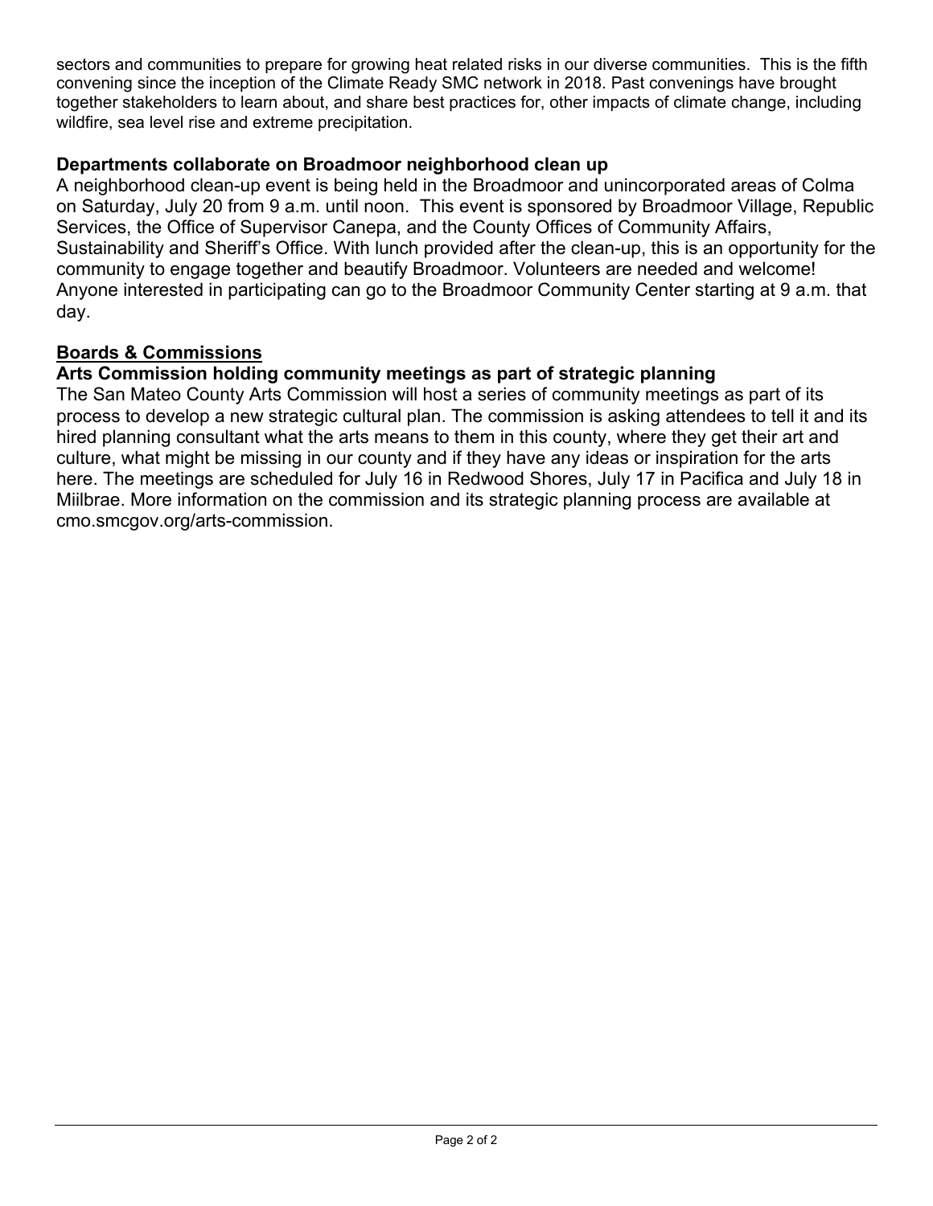sectors and communities to prepare for growing heat related risks in our diverse communities. This is the fifth convening since the inception of the Climate Ready SMC network in 2018. Past convenings have brought together stakeholders to learn about, and share best practices for, other impacts of climate change, including wildfire, sea level rise and extreme precipitation.

**Departments collaborate on Broadmoor neighborhood clean up**

A neighborhood clean-up event is being held in the Broadmoor and unincorporated areas of Colma on Saturday, July 20 from 9 a.m. until noon. This event is sponsored by Broadmoor Village, Republic Services, the Office of Supervisor Canepa, and the County Offices of Community Affairs, Sustainability and Sheriff's Office. With lunch provided after the clean-up, this is an opportunity for the community to engage together and beautify Broadmoor. Volunteers are needed and welcome! Anyone interested in participating can go to the Broadmoor Community Center starting at 9 a.m. that day.

## Boards & Commissions

**Arts Commission holding community meetings as part of strategic planning**

The San Mateo County Arts Commission will host a series of community meetings as part of its process to develop a new strategic cultural plan. The commission is asking attendees to tell it and its hired planning consultant what the arts means to them in this county, where they get their art and culture, what might be missing in our county and if they have any ideas or inspiration for the arts here. The meetings are scheduled for July 16 in Redwood Shores, July 17 in Pacifica and July 18 in Miilbrae. More information on the commission and its strategic planning process are available at cmo.smcgov.org/arts-commission.